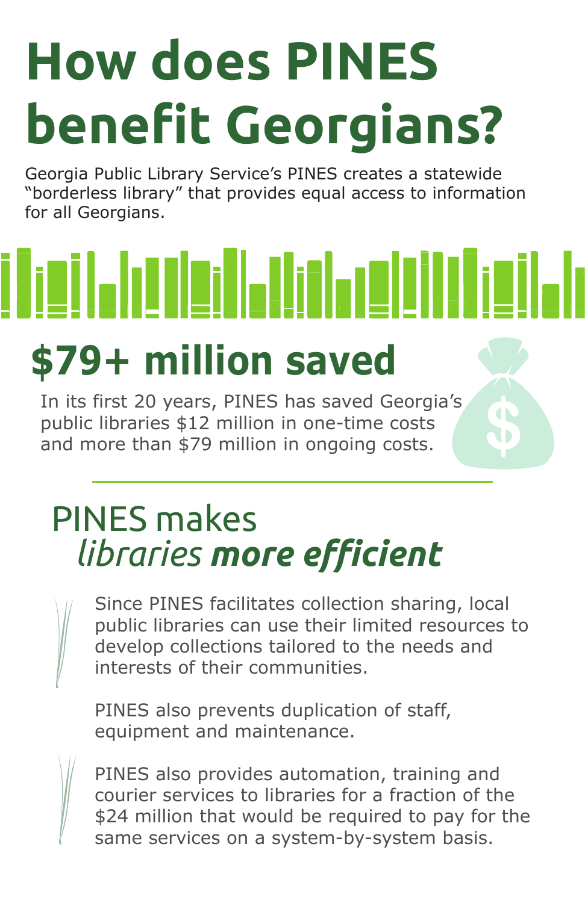# How does PINES benefit Georgians?

Georgia Public Library Service's PINES creates a statewide "borderless library" that provides equal access to information for all Georgians.

## $79+ million saved

In its first 20 years, PINES has saved Georgia's public libraries $12 million in one-time costs and more than $79 million in ongoing costs.

## PINES makes *libraries **more efficient***

Since PINES facilitates collection sharing, local public libraries can use their limited resources to develop collections tailored to the needs and interests of their communities.

PINES also prevents duplication of staff, equipment and maintenance.

PINES also provides automation, training and courier services to libraries for a fraction of the $24 million that would be required to pay for the same services on a system-by-system basis.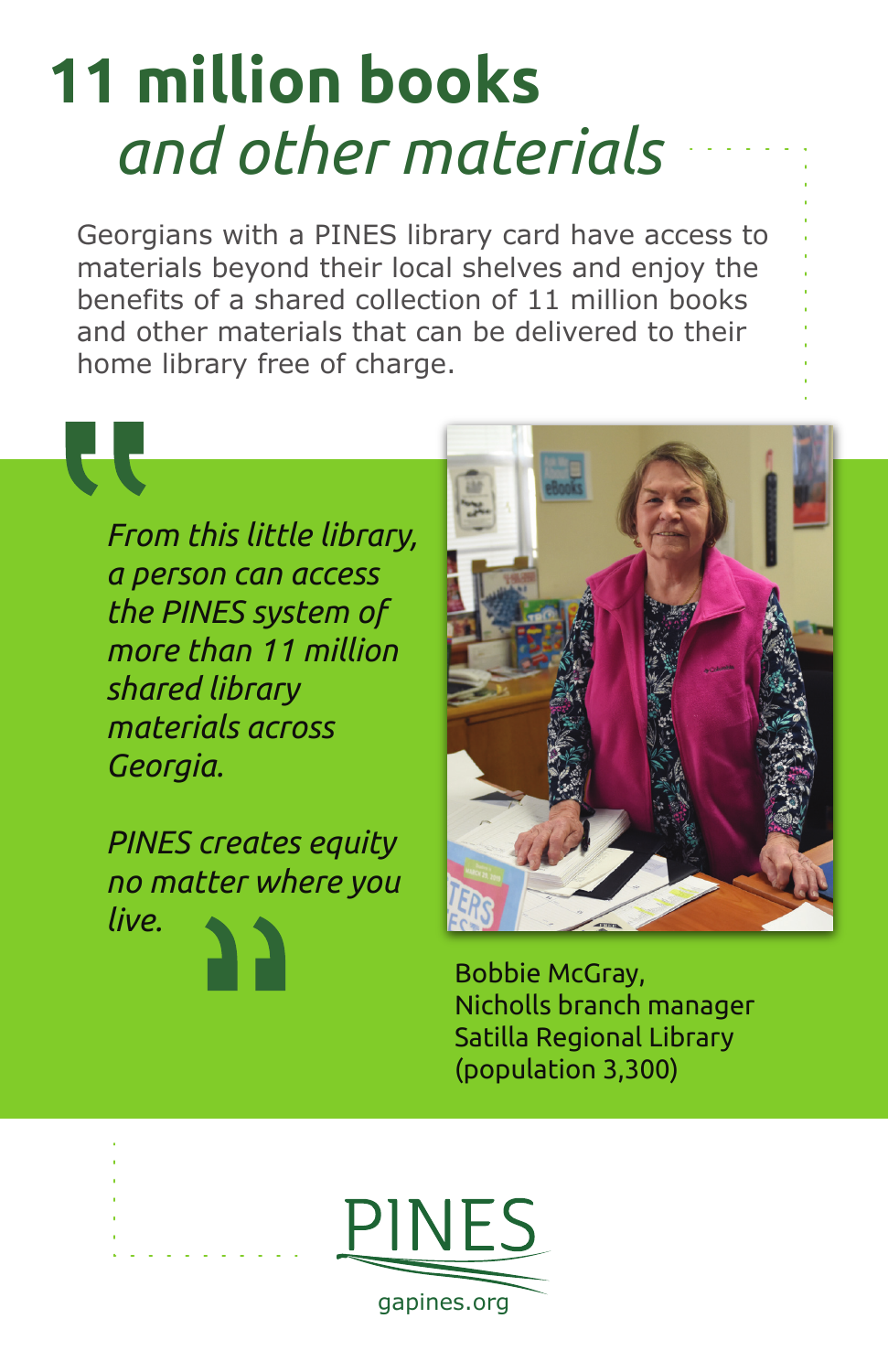# 11 million books *and other materials*

Georgians with a PINES library card have access to materials beyond their local shelves and enjoy the benefits of a shared collection of 11 million books and other materials that can be delivered to their home library free of charge.

> *From this little library, a person can access the PINES system of more than 11 million shared library materials across Georgia.*
>
> *PINES creates equity no matter where you live.*

Bobbie McGray,
Nicholls branch manager
Satilla Regional Library
(population 3,300)

PINES

gapines.org